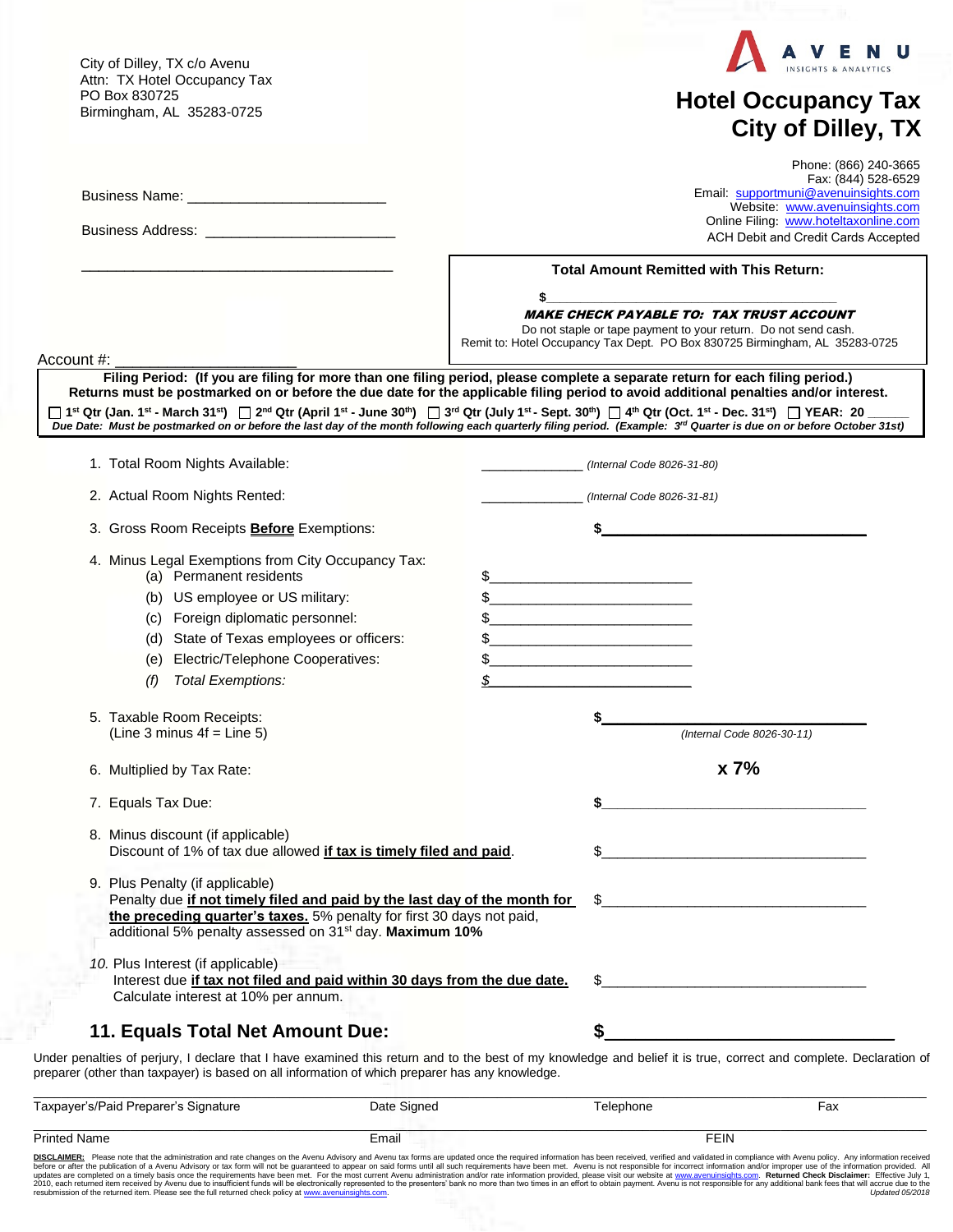City of Dilley, TX c/o Avenu
Attn: TX Hotel Occupancy Tax
PO Box 830725
Birmingham, AL 35283-0725

AVENU INSIGHTS & ANALYTICS

# Hotel Occupancy Tax
# City of Dilley, TX

Phone: (866) 240-3665
Fax: (844) 528-6529
Email: supportmuni@avenuinsights.com
Website: www.avenuinsights.com
Online Filing: www.hoteltaxonline.com
ACH Debit and Credit Cards Accepted

Business Name: ________________________

Business Address: ________________________

________________________________________

**Total Amount Remitted with This Return:**

$________________________________________

***MAKE CHECK PAYABLE TO: TAX TRUST ACCOUNT***

Do not staple or tape payment to your return. Do not send cash.
Remit to: Hotel Occupancy Tax Dept. PO Box 830725 Birmingham, AL 35283-0725

Account #: ____________________

**Filing Period: (If you are filing for more than one filing period, please complete a separate return for each filing period.) Returns must be postmarked on or before the due date for the applicable filing period to avoid additional penalties and/or interest.**

☐ **1st Qtr (Jan. 1st - March 31st)** ☐ **2nd Qtr (April 1st - June 30th)** ☐ **3rd Qtr (July 1st - Sept. 30th)** ☐ **4th Qtr (Oct. 1st - Dec. 31st)** ☐ **YEAR: 20 _____**

***Due Date: Must be postmarked on or before the last day of the month following each quarterly filing period. (Example: 3rd Quarter is due on or before October 31st)***

1. Total Room Nights Available: ____________ *(Internal Code 8026-31-80)*

2. Actual Room Nights Rented: ____________ *(Internal Code 8026-31-81)*

3. Gross Room Receipts **Before** Exemptions: $____________

4. Minus Legal Exemptions from City Occupancy Tax:
   - (a) Permanent residents $____________
   - (b) US employee or US military: $____________
   - (c) Foreign diplomatic personnel: $____________
   - (d) State of Texas employees or officers: $____________
   - (e) Electric/Telephone Cooperatives: $____________
   - *(f) Total Exemptions:* $____________

5. Taxable Room Receipts: $____________
   (Line 3 minus 4f = Line 5) *(Internal Code 8026-30-11)*

6. Multiplied by Tax Rate: **x 7%**

7. Equals Tax Due: $____________

8. Minus discount (if applicable)
   Discount of 1% of tax due allowed **if tax is timely filed and paid**. $____________

9. Plus Penalty (if applicable)
   Penalty due **if not timely filed and paid by the last day of the month for the preceding quarter's taxes.** 5% penalty for first 30 days not paid, additional 5% penalty assessed on 31st day. **Maximum 10%** $____________

10. Plus Interest (if applicable)
    Interest due **if tax not filed and paid within 30 days from the due date.** Calculate interest at 10% per annum. $____________

## 11. Equals Total Net Amount Due: $____________

Under penalties of perjury, I declare that I have examined this return and to the best of my knowledge and belief it is true, correct and complete. Declaration of preparer (other than taxpayer) is based on all information of which preparer has any knowledge.

| Taxpayer's/Paid Preparer's Signature | Date Signed | Telephone | Fax |
|---|---|---|---|
| Printed Name | Email | FEIN | |

**DISCLAIMER:** Please note that the administration and rate changes on the Avenu Advisory and Avenu tax forms are updated once the required information has been received, verified and validated in compliance with Avenu policy. Any information received before or after the publication of a Avenu Advisory or tax form will not be guaranteed to appear on said forms until all such requirements have been met. Avenu is not responsible for incorrect information and/or improper use of the information provided. All updates are completed on a timely basis once the requirements have been met. For the most current Avenu administration and/or rate information provided, please visit our website at www.avenuinsights.com. **Returned Check Disclaimer:** Effective July 1, 2010, each returned item received by Avenu due to insufficient funds will be electronically represented to the presenters' bank no more than two times in an effort to obtain payment. Avenu is not responsible for any additional bank fees that will accrue due to the resubmission of the returned item. Please see the full returned check policy at www.avenuinsights.com.

*Updated 05/2018*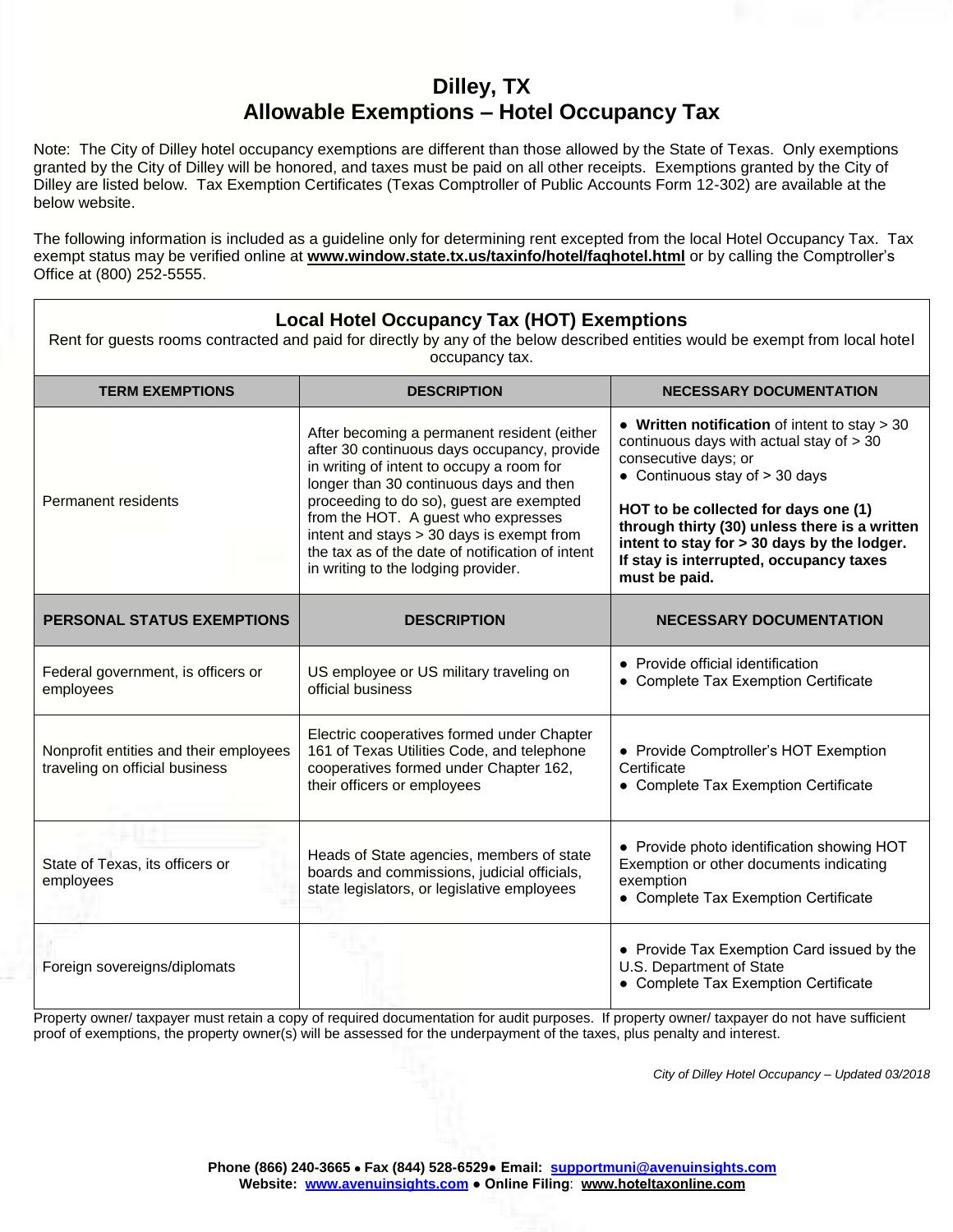# Dilley, TX
# Allowable Exemptions – Hotel Occupancy Tax

Note: The City of Dilley hotel occupancy exemptions are different than those allowed by the State of Texas. Only exemptions granted by the City of Dilley will be honored, and taxes must be paid on all other receipts. Exemptions granted by the City of Dilley are listed below. Tax Exemption Certificates (Texas Comptroller of Public Accounts Form 12-302) are available at the below website.

The following information is included as a guideline only for determining rent excepted from the local Hotel Occupancy Tax. Tax exempt status may be verified online at **www.window.state.tx.us/taxinfo/hotel/faqhotel.html** or by calling the Comptroller's Office at (800) 252-5555.

## Local Hotel Occupancy Tax (HOT) Exemptions

Rent for guests rooms contracted and paid for directly by any of the below described entities would be exempt from local hotel occupancy tax.

| TERM EXEMPTIONS | DESCRIPTION | NECESSARY DOCUMENTATION |
|---|---|---|
| Permanent residents | After becoming a permanent resident (either after 30 continuous days occupancy, provide in writing of intent to occupy a room for longer than 30 continuous days and then proceeding to do so), guest are exempted from the HOT. A guest who expresses intent and stays > 30 days is exempt from the tax as of the date of notification of intent in writing to the lodging provider. | • **Written notification** of intent to stay > 30 continuous days with actual stay of > 30 consecutive days; or<br>• Continuous stay of > 30 days<br><br>**HOT to be collected for days one (1) through thirty (30) unless there is a written intent to stay for > 30 days by the lodger. If stay is interrupted, occupancy taxes must be paid.** |
| **PERSONAL STATUS EXEMPTIONS** | **DESCRIPTION** | **NECESSARY DOCUMENTATION** |
| Federal government, is officers or employees | US employee or US military traveling on official business | • Provide official identification<br>• Complete Tax Exemption Certificate |
| Nonprofit entities and their employees traveling on official business | Electric cooperatives formed under Chapter 161 of Texas Utilities Code, and telephone cooperatives formed under Chapter 162, their officers or employees | • Provide Comptroller's HOT Exemption Certificate<br>• Complete Tax Exemption Certificate |
| State of Texas, its officers or employees | Heads of State agencies, members of state boards and commissions, judicial officials, state legislators, or legislative employees | • Provide photo identification showing HOT Exemption or other documents indicating exemption<br>• Complete Tax Exemption Certificate |
| Foreign sovereigns/diplomats | | • Provide Tax Exemption Card issued by the U.S. Department of State<br>• Complete Tax Exemption Certificate |

Property owner/ taxpayer must retain a copy of required documentation for audit purposes. If property owner/ taxpayer do not have sufficient proof of exemptions, the property owner(s) will be assessed for the underpayment of the taxes, plus penalty and interest.

*City of Dilley Hotel Occupancy – Updated 03/2018*

**Phone (866) 240-3665 • Fax (844) 528-6529• Email: supportmuni@avenuinsights.com**
**Website: www.avenuinsights.com • Online Filing: www.hoteltaxonline.com**